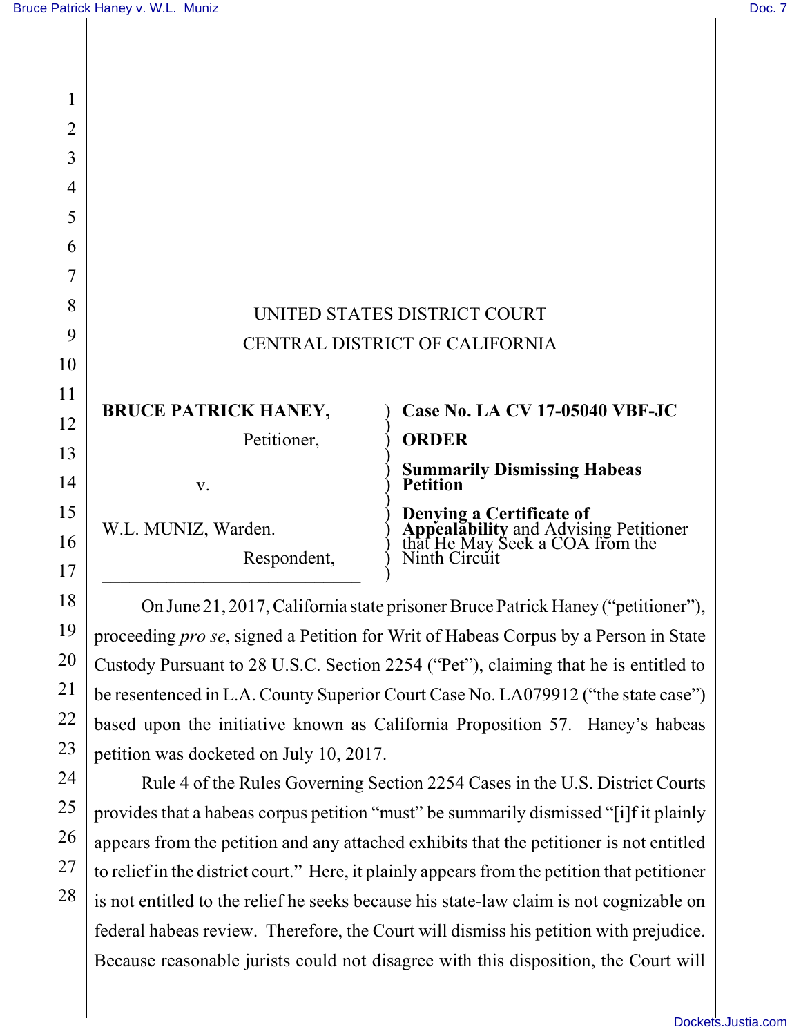UNITED STATES DISTRICT COURT
CENTRAL DISTRICT OF CALIFORNIA

| | |
|---|---|
| **BRUCE PATRICK HANEY,** Petitioner, v. W.L. MUNIZ, Warden. Respondent, | **Case No. LA CV 17-05040 VBF-JC** **ORDER** **Summarily Dismissing Habeas Petition** **Denying a Certificate of Appealability** and Advising Petitioner that He May Seek a COA from the Ninth Circuit |

On June 21, 2017, California state prisoner Bruce Patrick Haney ("petitioner"), proceeding *pro se*, signed a Petition for Writ of Habeas Corpus by a Person in State Custody Pursuant to 28 U.S.C. Section 2254 ("Pet"), claiming that he is entitled to be resentenced in L.A. County Superior Court Case No. LA079912 ("the state case") based upon the initiative known as California Proposition 57. Haney's habeas petition was docketed on July 10, 2017.

Rule 4 of the Rules Governing Section 2254 Cases in the U.S. District Courts provides that a habeas corpus petition "must" be summarily dismissed "[i]f it plainly appears from the petition and any attached exhibits that the petitioner is not entitled to relief in the district court." Here, it plainly appears from the petition that petitioner is not entitled to the relief he seeks because his state-law claim is not cognizable on federal habeas review. Therefore, the Court will dismiss his petition with prejudice. Because reasonable jurists could not disagree with this disposition, the Court will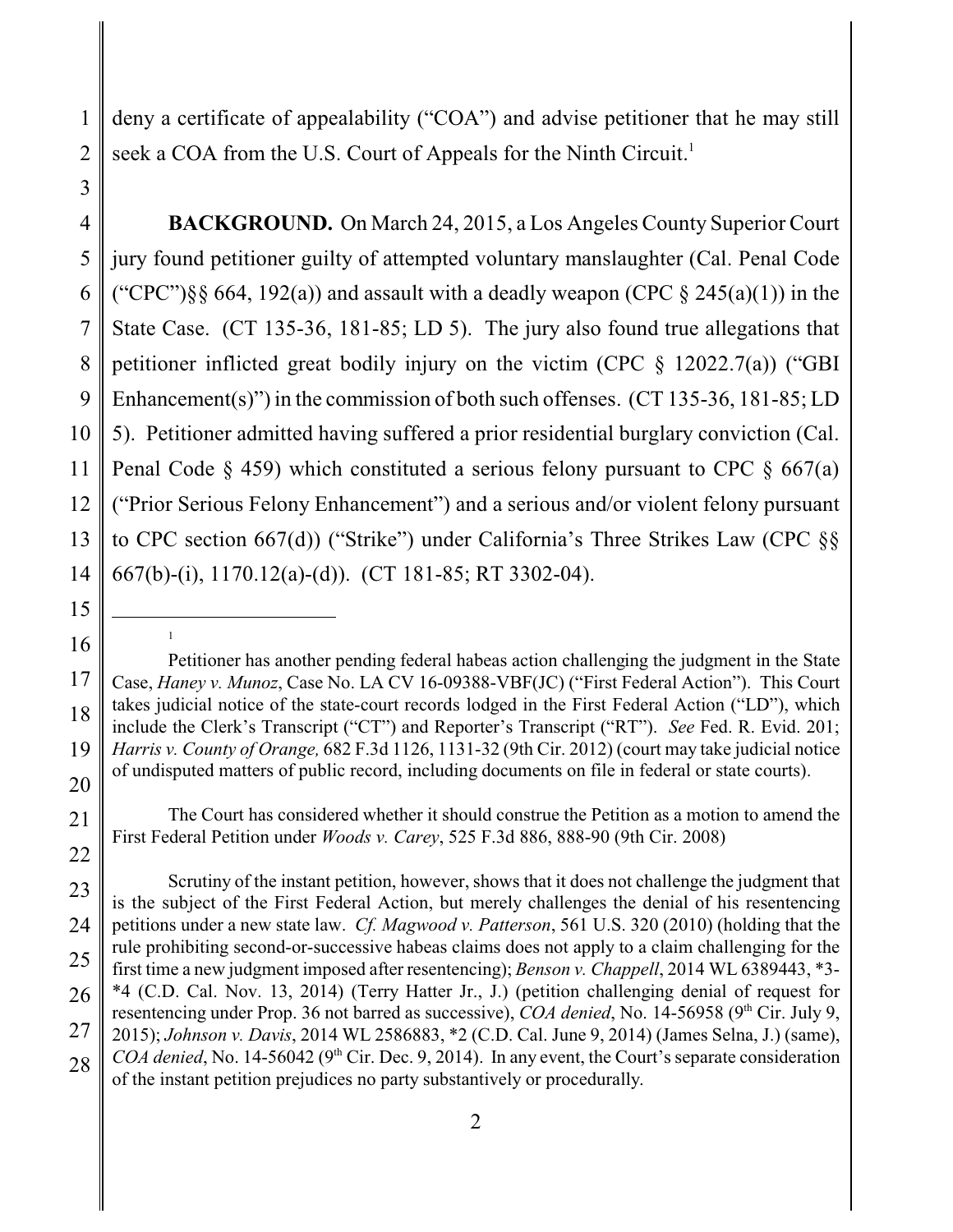deny a certificate of appealability ("COA") and advise petitioner that he may still seek a COA from the U.S. Court of Appeals for the Ninth Circuit.[1]

**BACKGROUND.** On March 24, 2015, a Los Angeles County Superior Court jury found petitioner guilty of attempted voluntary manslaughter (Cal. Penal Code ("CPC")§§ 664, 192(a)) and assault with a deadly weapon (CPC § 245(a)(1)) in the State Case. (CT 135-36, 181-85; LD 5). The jury also found true allegations that petitioner inflicted great bodily injury on the victim (CPC § 12022.7(a)) ("GBI Enhancement(s)") in the commission of both such offenses. (CT 135-36, 181-85; LD 5). Petitioner admitted having suffered a prior residential burglary conviction (Cal. Penal Code § 459) which constituted a serious felony pursuant to CPC § 667(a) ("Prior Serious Felony Enhancement") and a serious and/or violent felony pursuant to CPC section 667(d)) ("Strike") under California's Three Strikes Law (CPC §§ 667(b)-(i), 1170.12(a)-(d)). (CT 181-85; RT 3302-04).

---

[1] Petitioner has another pending federal habeas action challenging the judgment in the State Case, *Haney v. Munoz*, Case No. LA CV 16-09388-VBF(JC) ("First Federal Action"). This Court takes judicial notice of the state-court records lodged in the First Federal Action ("LD"), which include the Clerk's Transcript ("CT") and Reporter's Transcript ("RT"). *See* Fed. R. Evid. 201; *Harris v. County of Orange,* 682 F.3d 1126, 1131-32 (9th Cir. 2012) (court may take judicial notice of undisputed matters of public record, including documents on file in federal or state courts).

The Court has considered whether it should construe the Petition as a motion to amend the First Federal Petition under *Woods v. Carey*, 525 F.3d 886, 888-90 (9th Cir. 2008)

Scrutiny of the instant petition, however, shows that it does not challenge the judgment that is the subject of the First Federal Action, but merely challenges the denial of his resentencing petitions under a new state law. *Cf. Magwood v. Patterson*, 561 U.S. 320 (2010) (holding that the rule prohibiting second-or-successive habeas claims does not apply to a claim challenging for the first time a new judgment imposed after resentencing); *Benson v. Chappell*, 2014 WL 6389443, *3-*4 (C.D. Cal. Nov. 13, 2014) (Terry Hatter Jr., J.) (petition challenging denial of request for resentencing under Prop. 36 not barred as successive), *COA denied*, No. 14-56958 (9th Cir. July 9, 2015); *Johnson v. Davis*, 2014 WL 2586883, *2 (C.D. Cal. June 9, 2014) (James Selna, J.) (same), *COA denied*, No. 14-56042 (9th Cir. Dec. 9, 2014). In any event, the Court's separate consideration of the instant petition prejudices no party substantively or procedurally.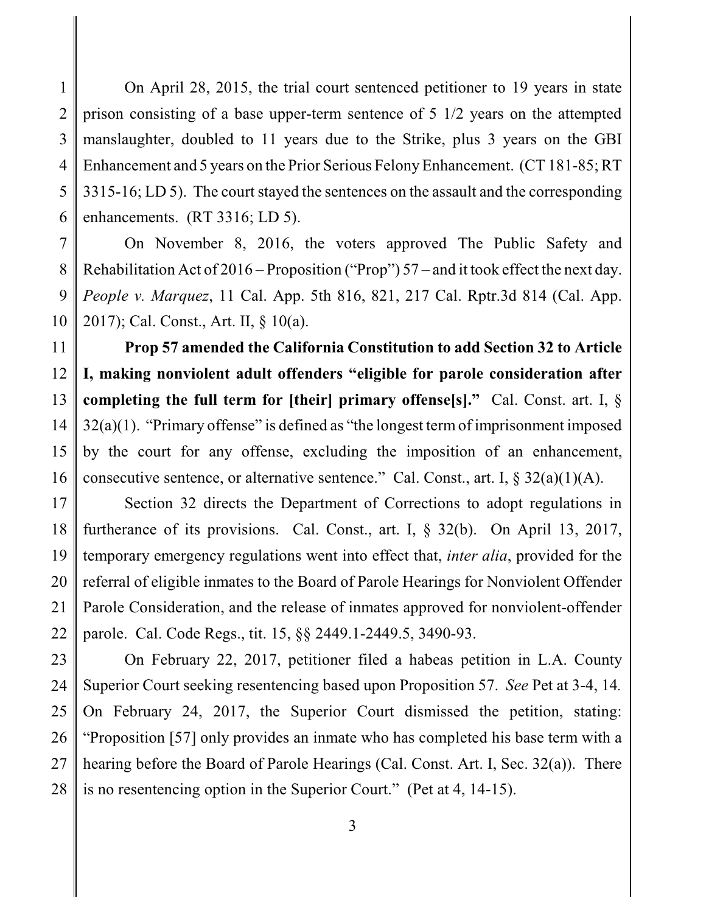On April 28, 2015, the trial court sentenced petitioner to 19 years in state prison consisting of a base upper-term sentence of 5 1/2 years on the attempted manslaughter, doubled to 11 years due to the Strike, plus 3 years on the GBI Enhancement and 5 years on the Prior Serious Felony Enhancement. (CT 181-85; RT 3315-16; LD 5). The court stayed the sentences on the assault and the corresponding enhancements. (RT 3316; LD 5).

On November 8, 2016, the voters approved The Public Safety and Rehabilitation Act of 2016 – Proposition ("Prop") 57 – and it took effect the next day. *People v. Marquez*, 11 Cal. App. 5th 816, 821, 217 Cal. Rptr.3d 814 (Cal. App. 2017); Cal. Const., Art. II, § 10(a).

**Prop 57 amended the California Constitution to add Section 32 to Article I, making nonviolent adult offenders "eligible for parole consideration after completing the full term for [their] primary offense[s]."** Cal. Const. art. I, § 32(a)(1). "Primary offense" is defined as "the longest term of imprisonment imposed by the court for any offense, excluding the imposition of an enhancement, consecutive sentence, or alternative sentence." Cal. Const., art. I, § 32(a)(1)(A).

Section 32 directs the Department of Corrections to adopt regulations in furtherance of its provisions. Cal. Const., art. I, § 32(b). On April 13, 2017, temporary emergency regulations went into effect that, *inter alia*, provided for the referral of eligible inmates to the Board of Parole Hearings for Nonviolent Offender Parole Consideration, and the release of inmates approved for nonviolent-offender parole. Cal. Code Regs., tit. 15, §§ 2449.1-2449.5, 3490-93.

On February 22, 2017, petitioner filed a habeas petition in L.A. County Superior Court seeking resentencing based upon Proposition 57. *See* Pet at 3-4, 14. On February 24, 2017, the Superior Court dismissed the petition, stating: "Proposition [57] only provides an inmate who has completed his base term with a hearing before the Board of Parole Hearings (Cal. Const. Art. I, Sec. 32(a)). There is no resentencing option in the Superior Court." (Pet at 4, 14-15).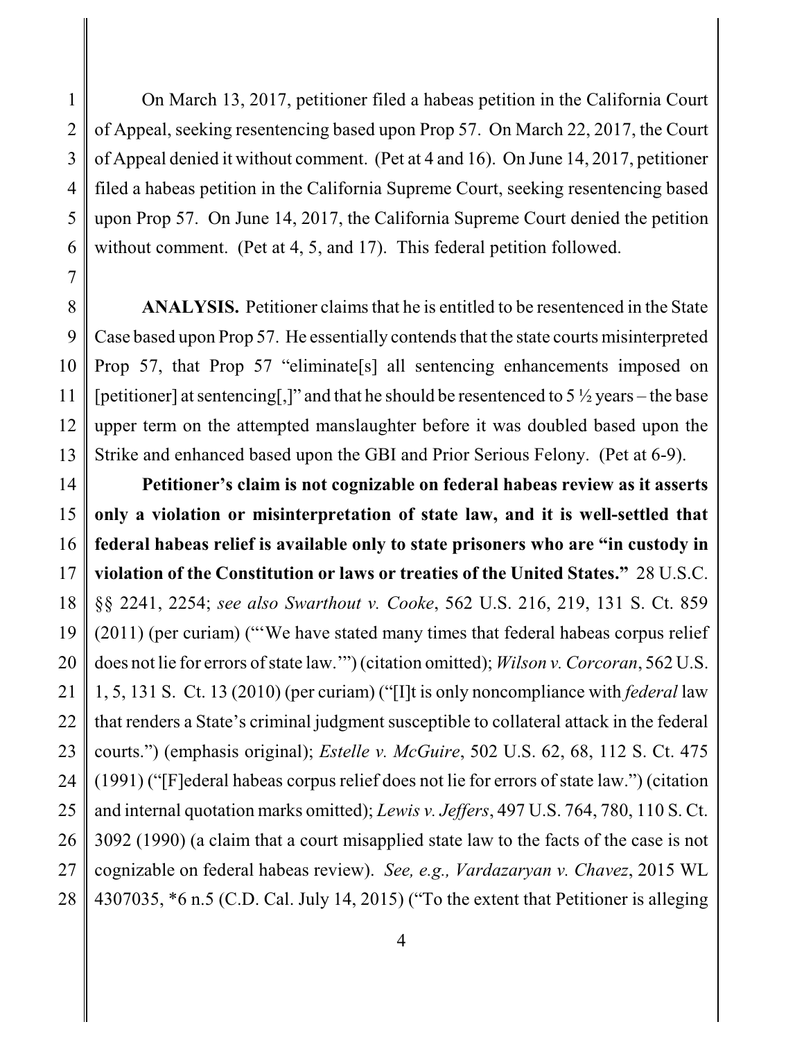On March 13, 2017, petitioner filed a habeas petition in the California Court of Appeal, seeking resentencing based upon Prop 57. On March 22, 2017, the Court of Appeal denied it without comment. (Pet at 4 and 16). On June 14, 2017, petitioner filed a habeas petition in the California Supreme Court, seeking resentencing based upon Prop 57. On June 14, 2017, the California Supreme Court denied the petition without comment. (Pet at 4, 5, and 17). This federal petition followed.

**ANALYSIS.** Petitioner claims that he is entitled to be resentenced in the State Case based upon Prop 57. He essentially contends that the state courts misinterpreted Prop 57, that Prop 57 "eliminate[s] all sentencing enhancements imposed on [petitioner] at sentencing[,]" and that he should be resentenced to 5 ½ years – the base upper term on the attempted manslaughter before it was doubled based upon the Strike and enhanced based upon the GBI and Prior Serious Felony. (Pet at 6-9).

**Petitioner's claim is not cognizable on federal habeas review as it asserts only a violation or misinterpretation of state law, and it is well-settled that federal habeas relief is available only to state prisoners who are "in custody in violation of the Constitution or laws or treaties of the United States."** 28 U.S.C. §§ 2241, 2254; *see also Swarthout v. Cooke*, 562 U.S. 216, 219, 131 S. Ct. 859 (2011) (per curiam) ("'We have stated many times that federal habeas corpus relief does not lie for errors of state law.'") (citation omitted); *Wilson v. Corcoran*, 562 U.S. 1, 5, 131 S. Ct. 13 (2010) (per curiam) ("[I]t is only noncompliance with *federal* law that renders a State's criminal judgment susceptible to collateral attack in the federal courts.") (emphasis original); *Estelle v. McGuire*, 502 U.S. 62, 68, 112 S. Ct. 475 (1991) ("[F]ederal habeas corpus relief does not lie for errors of state law.") (citation and internal quotation marks omitted); *Lewis v. Jeffers*, 497 U.S. 764, 780, 110 S. Ct. 3092 (1990) (a claim that a court misapplied state law to the facts of the case is not cognizable on federal habeas review). *See, e.g., Vardazaryan v. Chavez*, 2015 WL 4307035, *6 n.5 (C.D. Cal. July 14, 2015) ("To the extent that Petitioner is alleging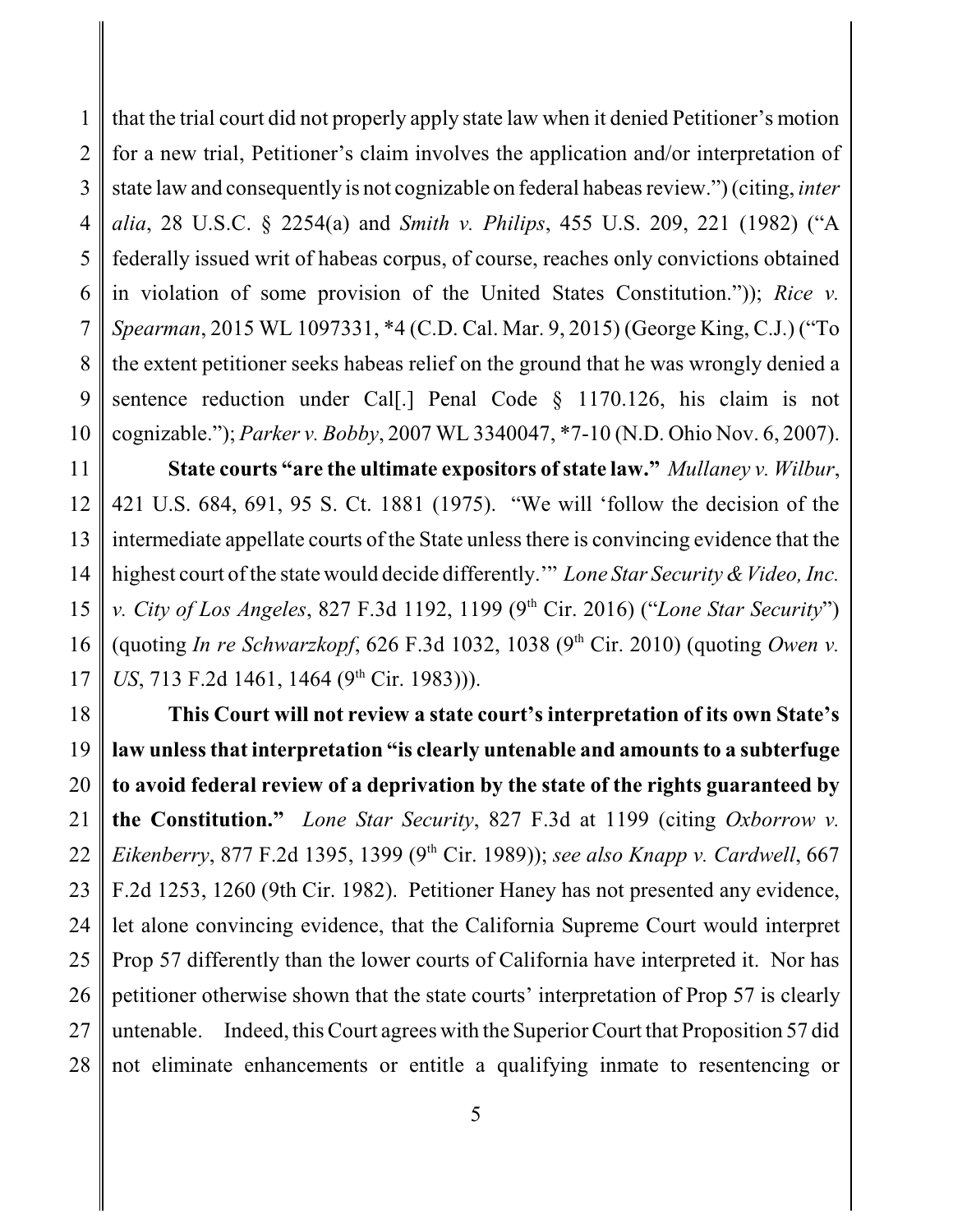that the trial court did not properly apply state law when it denied Petitioner's motion for a new trial, Petitioner's claim involves the application and/or interpretation of state law and consequently is not cognizable on federal habeas review.") (citing, *inter alia*, 28 U.S.C. § 2254(a) and *Smith v. Philips*, 455 U.S. 209, 221 (1982) ("A federally issued writ of habeas corpus, of course, reaches only convictions obtained in violation of some provision of the United States Constitution.")); *Rice v. Spearman*, 2015 WL 1097331, *4 (C.D. Cal. Mar. 9, 2015) (George King, C.J.) ("To the extent petitioner seeks habeas relief on the ground that he was wrongly denied a sentence reduction under Cal[.] Penal Code § 1170.126, his claim is not cognizable."); *Parker v. Bobby*, 2007 WL 3340047, *7-10 (N.D. Ohio Nov. 6, 2007).

**State courts "are the ultimate expositors of state law."** *Mullaney v. Wilbur*, 421 U.S. 684, 691, 95 S. Ct. 1881 (1975). "We will 'follow the decision of the intermediate appellate courts of the State unless there is convincing evidence that the highest court of the state would decide differently.'" *Lone Star Security & Video, Inc. v. City of Los Angeles*, 827 F.3d 1192, 1199 (9th Cir. 2016) ("*Lone Star Security*") (quoting *In re Schwarzkopf*, 626 F.3d 1032, 1038 (9th Cir. 2010) (quoting *Owen v. US*, 713 F.2d 1461, 1464 (9th Cir. 1983))).

**This Court will not review a state court's interpretation of its own State's law unless that interpretation "is clearly untenable and amounts to a subterfuge to avoid federal review of a deprivation by the state of the rights guaranteed by the Constitution."** *Lone Star Security*, 827 F.3d at 1199 (citing *Oxborrow v. Eikenberry*, 877 F.2d 1395, 1399 (9th Cir. 1989)); *see also Knapp v. Cardwell*, 667 F.2d 1253, 1260 (9th Cir. 1982). Petitioner Haney has not presented any evidence, let alone convincing evidence, that the California Supreme Court would interpret Prop 57 differently than the lower courts of California have interpreted it. Nor has petitioner otherwise shown that the state courts' interpretation of Prop 57 is clearly untenable. Indeed, this Court agrees with the Superior Court that Proposition 57 did not eliminate enhancements or entitle a qualifying inmate to resentencing or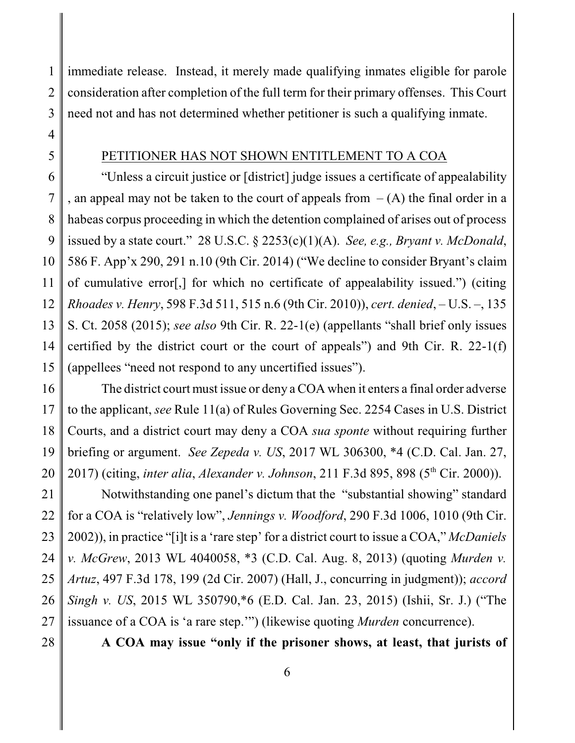immediate release. Instead, it merely made qualifying inmates eligible for parole consideration after completion of the full term for their primary offenses. This Court need not and has not determined whether petitioner is such a qualifying inmate.

PETITIONER HAS NOT SHOWN ENTITLEMENT TO A COA

"Unless a circuit justice or [district] judge issues a certificate of appealability , an appeal may not be taken to the court of appeals from – (A) the final order in a habeas corpus proceeding in which the detention complained of arises out of process issued by a state court." 28 U.S.C. § 2253(c)(1)(A). *See, e.g., Bryant v. McDonald*, 586 F. App'x 290, 291 n.10 (9th Cir. 2014) ("We decline to consider Bryant's claim of cumulative error[,] for which no certificate of appealability issued.") (citing *Rhoades v. Henry*, 598 F.3d 511, 515 n.6 (9th Cir. 2010)), *cert. denied*, – U.S. –, 135 S. Ct. 2058 (2015); *see also* 9th Cir. R. 22-1(e) (appellants "shall brief only issues certified by the district court or the court of appeals") and 9th Cir. R. 22-1(f) (appellees "need not respond to any uncertified issues").

The district court must issue or deny a COA when it enters a final order adverse to the applicant, *see* Rule 11(a) of Rules Governing Sec. 2254 Cases in U.S. District Courts, and a district court may deny a COA *sua sponte* without requiring further briefing or argument. *See Zepeda v. US*, 2017 WL 306300, *4 (C.D. Cal. Jan. 27, 2017) (citing, *inter alia*, *Alexander v. Johnson*, 211 F.3d 895, 898 (5th Cir. 2000)).

Notwithstanding one panel's dictum that the "substantial showing" standard for a COA is "relatively low", *Jennings v. Woodford*, 290 F.3d 1006, 1010 (9th Cir. 2002)), in practice "[i]t is a 'rare step' for a district court to issue a COA," *McDaniels v. McGrew*, 2013 WL 4040058, *3 (C.D. Cal. Aug. 8, 2013) (quoting *Murden v. Artuz*, 497 F.3d 178, 199 (2d Cir. 2007) (Hall, J., concurring in judgment)); *accord Singh v. US*, 2015 WL 350790,*6 (E.D. Cal. Jan. 23, 2015) (Ishii, Sr. J.) ("The issuance of a COA is 'a rare step.'") (likewise quoting *Murden* concurrence).

**A COA may issue "only if the prisoner shows, at least, that jurists of**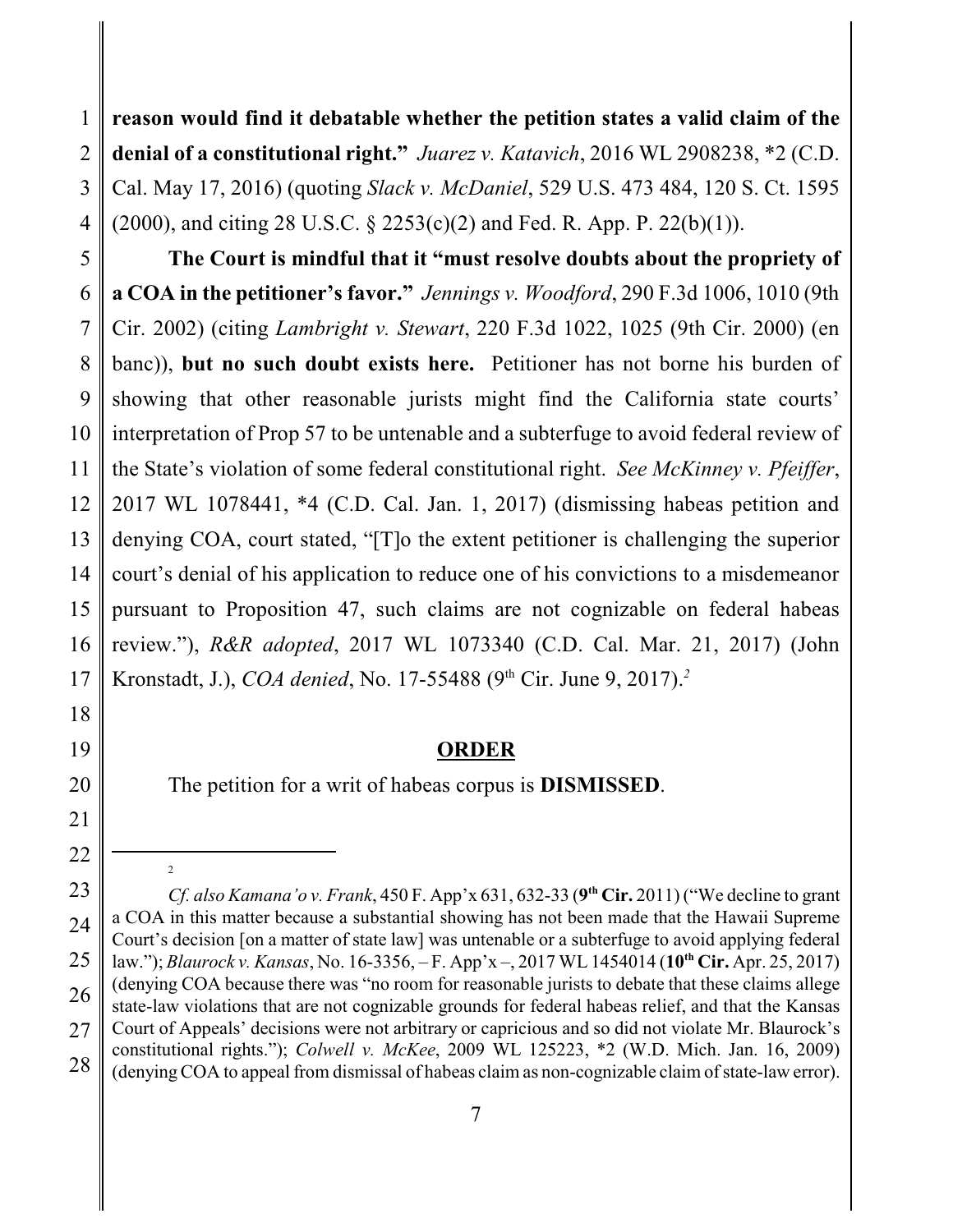**reason would find it debatable whether the petition states a valid claim of the denial of a constitutional right."** *Juarez v. Katavich*, 2016 WL 2908238, \*2 (C.D. Cal. May 17, 2016) (quoting *Slack v. McDaniel*, 529 U.S. 473 484, 120 S. Ct. 1595 (2000), and citing 28 U.S.C. § 2253(c)(2) and Fed. R. App. P. 22(b)(1)).

**The Court is mindful that it "must resolve doubts about the propriety of a COA in the petitioner's favor."** *Jennings v. Woodford*, 290 F.3d 1006, 1010 (9th Cir. 2002) (citing *Lambright v. Stewart*, 220 F.3d 1022, 1025 (9th Cir. 2000) (en banc)), **but no such doubt exists here.** Petitioner has not borne his burden of showing that other reasonable jurists might find the California state courts' interpretation of Prop 57 to be untenable and a subterfuge to avoid federal review of the State's violation of some federal constitutional right. *See McKinney v. Pfeiffer*, 2017 WL 1078441, \*4 (C.D. Cal. Jan. 1, 2017) (dismissing habeas petition and denying COA, court stated, "[T]o the extent petitioner is challenging the superior court's denial of his application to reduce one of his convictions to a misdemeanor pursuant to Proposition 47, such claims are not cognizable on federal habeas review."), *R&R adopted*, 2017 WL 1073340 (C.D. Cal. Mar. 21, 2017) (John Kronstadt, J.), *COA denied*, No. 17-55488 (9th Cir. June 9, 2017).[2]

## ORDER

The petition for a writ of habeas corpus is **DISMISSED**.

---

[2] *Cf. also Kamana'o v. Frank*, 450 F. App'x 631, 632-33 (**9th Cir.** 2011) ("We decline to grant a COA in this matter because a substantial showing has not been made that the Hawaii Supreme Court's decision [on a matter of state law] was untenable or a subterfuge to avoid applying federal law."); *Blaurock v. Kansas*, No. 16-3356, – F. App'x –, 2017 WL 1454014 (**10th Cir.** Apr. 25, 2017) (denying COA because there was "no room for reasonable jurists to debate that these claims allege state-law violations that are not cognizable grounds for federal habeas relief, and that the Kansas Court of Appeals' decisions were not arbitrary or capricious and so did not violate Mr. Blaurock's constitutional rights."); *Colwell v. McKee*, 2009 WL 125223, \*2 (W.D. Mich. Jan. 16, 2009) (denying COA to appeal from dismissal of habeas claim as non-cognizable claim of state-law error).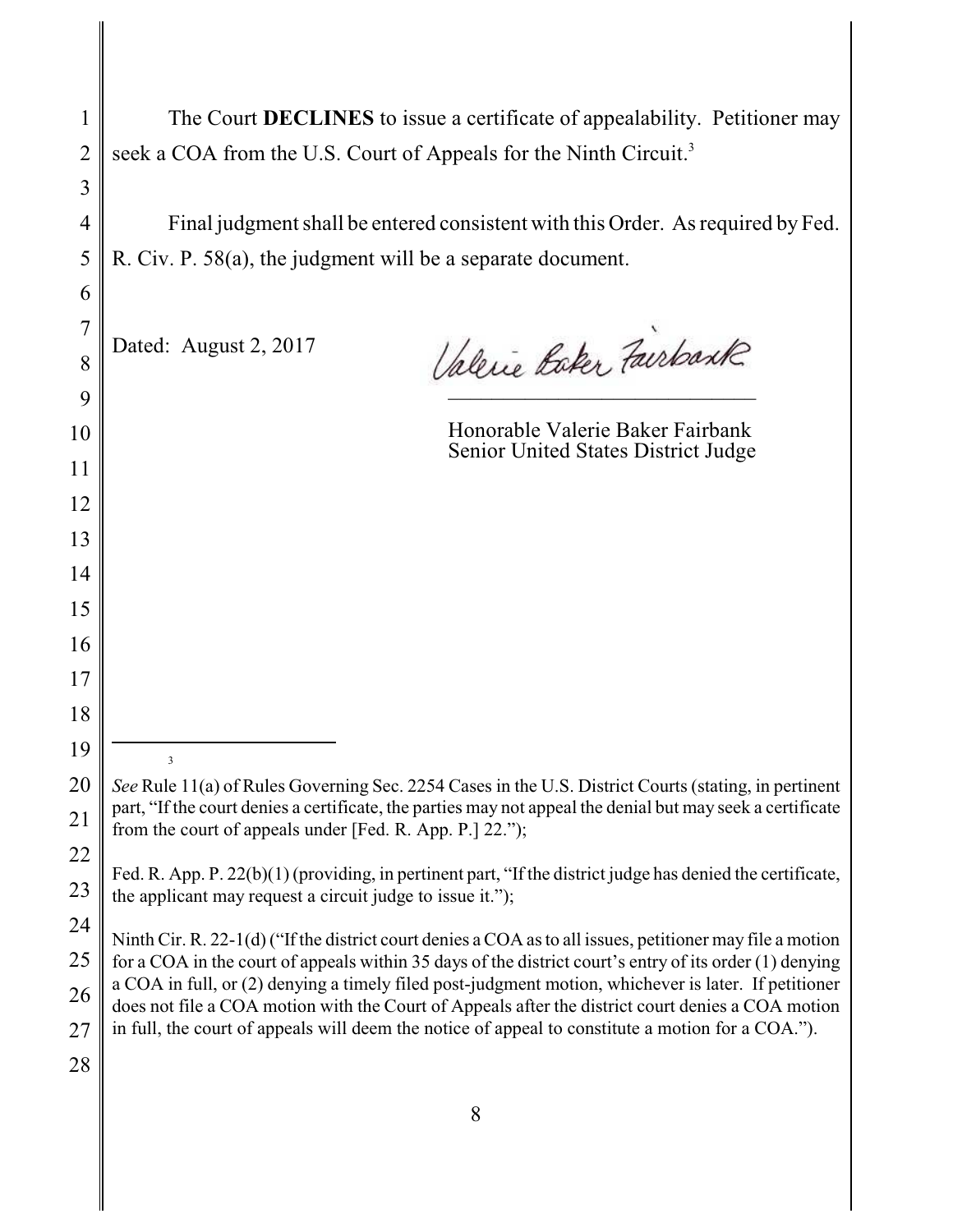The Court **DECLINES** to issue a certificate of appealability. Petitioner may seek a COA from the U.S. Court of Appeals for the Ninth Circuit.[3]

Final judgment shall be entered consistent with this Order. As required by Fed. R. Civ. P. 58(a), the judgment will be a separate document.

Dated: August 2, 2017

Honorable Valerie Baker Fairbank
Senior United States District Judge

---

[3] *See* Rule 11(a) of Rules Governing Sec. 2254 Cases in the U.S. District Courts (stating, in pertinent part, "If the court denies a certificate, the parties may not appeal the denial but may seek a certificate from the court of appeals under [Fed. R. App. P.] 22.");

Fed. R. App. P. 22(b)(1) (providing, in pertinent part, "If the district judge has denied the certificate, the applicant may request a circuit judge to issue it.");

Ninth Cir. R. 22-1(d) ("If the district court denies a COA as to all issues, petitioner may file a motion for a COA in the court of appeals within 35 days of the district court's entry of its order (1) denying a COA in full, or (2) denying a timely filed post-judgment motion, whichever is later. If petitioner does not file a COA motion with the Court of Appeals after the district court denies a COA motion in full, the court of appeals will deem the notice of appeal to constitute a motion for a COA.").